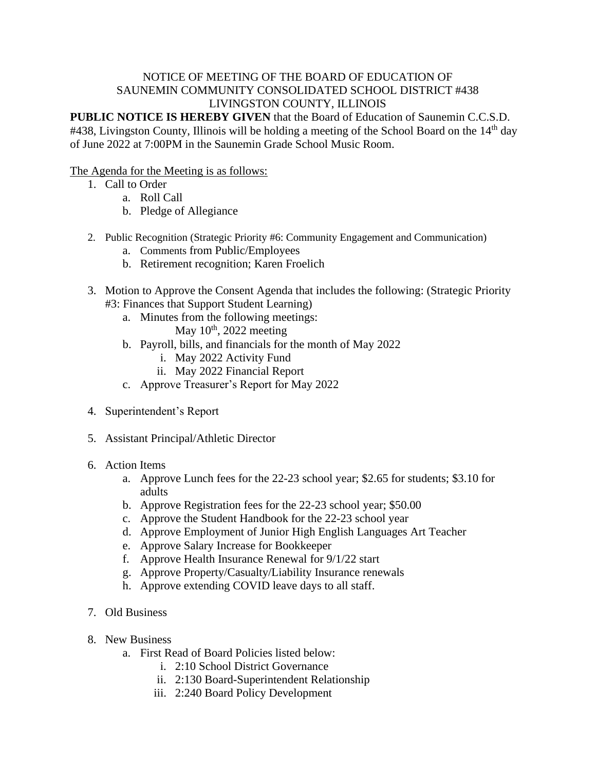NOTICE OF MEETING OF THE BOARD OF EDUCATION OF
SAUNEMIN COMMUNITY CONSOLIDATED SCHOOL DISTRICT #438
LIVINGSTON COUNTY, ILLINOIS

**PUBLIC NOTICE IS HEREBY GIVEN** that the Board of Education of Saunemin C.C.S.D. #438, Livingston County, Illinois will be holding a meeting of the School Board on the 14th day of June 2022 at 7:00PM in the Saunemin Grade School Music Room.

The Agenda for the Meeting is as follows:

1. Call to Order
   a. Roll Call
   b. Pledge of Allegiance

2. Public Recognition (Strategic Priority #6: Community Engagement and Communication)
   a. Comments from Public/Employees
   b. Retirement recognition; Karen Froelich

3. Motion to Approve the Consent Agenda that includes the following: (Strategic Priority #3: Finances that Support Student Learning)
   a. Minutes from the following meetings:
      May 10th, 2022 meeting
   b. Payroll, bills, and financials for the month of May 2022
      i. May 2022 Activity Fund
      ii. May 2022 Financial Report
   c. Approve Treasurer's Report for May 2022

4. Superintendent's Report

5. Assistant Principal/Athletic Director

6. Action Items
   a. Approve Lunch fees for the 22-23 school year; $2.65 for students; $3.10 for adults
   b. Approve Registration fees for the 22-23 school year; $50.00
   c. Approve the Student Handbook for the 22-23 school year
   d. Approve Employment of Junior High English Languages Art Teacher
   e. Approve Salary Increase for Bookkeeper
   f. Approve Health Insurance Renewal for 9/1/22 start
   g. Approve Property/Casualty/Liability Insurance renewals
   h. Approve extending COVID leave days to all staff.

7. Old Business

8. New Business
   a. First Read of Board Policies listed below:
      i. 2:10 School District Governance
      ii. 2:130 Board-Superintendent Relationship
      iii. 2:240 Board Policy Development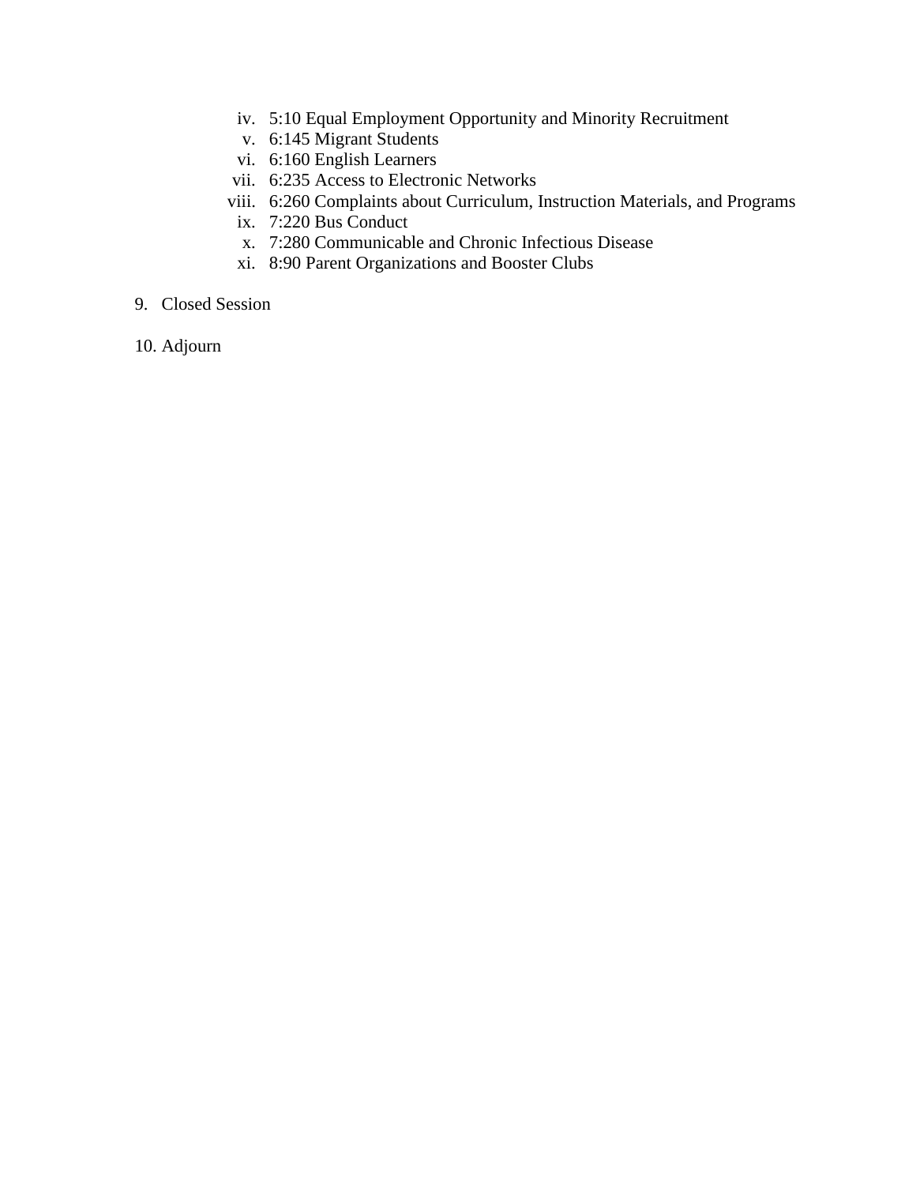iv. 5:10 Equal Employment Opportunity and Minority Recruitment
   v. 6:145 Migrant Students
   vi. 6:160 English Learners
   vii. 6:235 Access to Electronic Networks
   viii. 6:260 Complaints about Curriculum, Instruction Materials, and Programs
   ix. 7:220 Bus Conduct
   x. 7:280 Communicable and Chronic Infectious Disease
   xi. 8:90 Parent Organizations and Booster Clubs

9. Closed Session

10. Adjourn